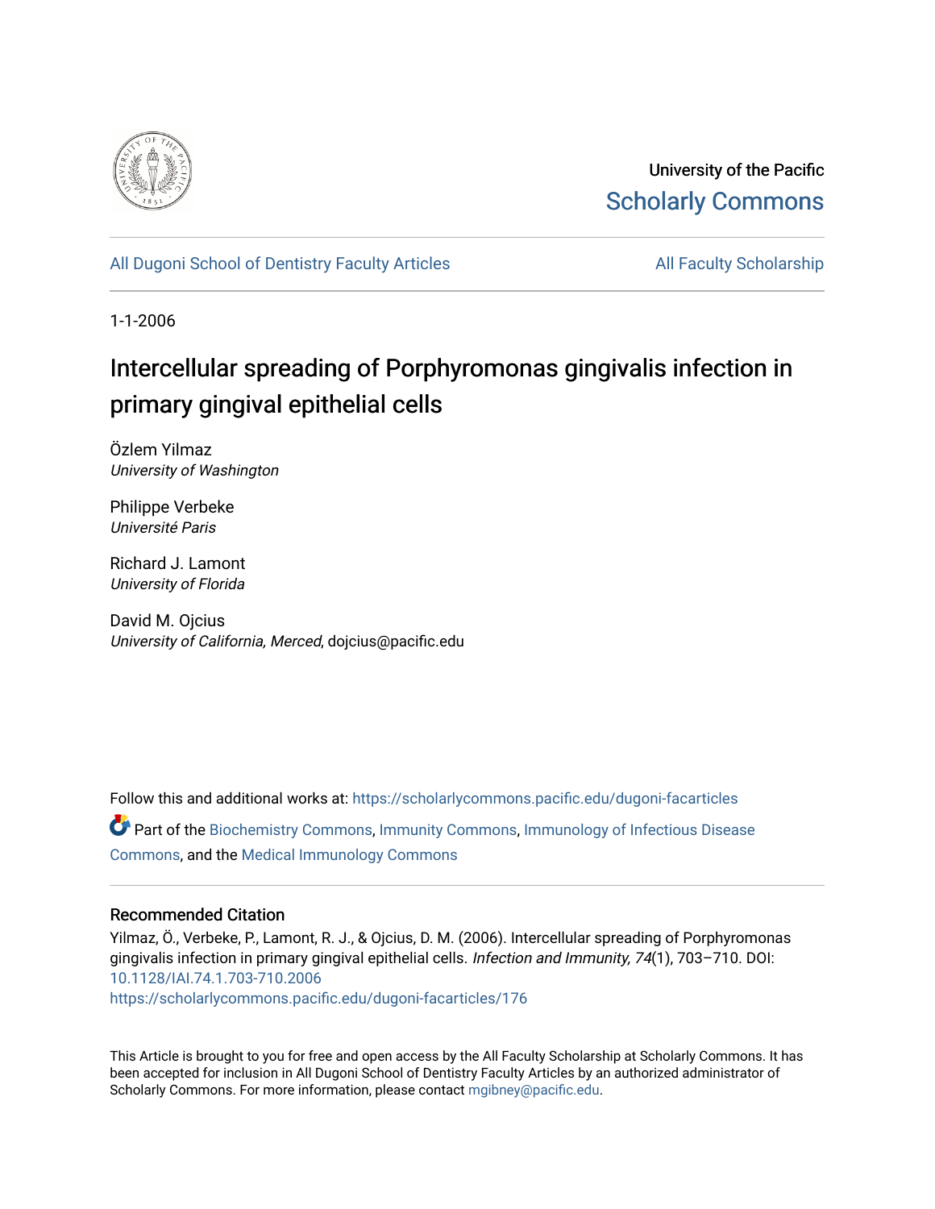University of the Pacific
Scholarly Commons

All Dugoni School of Dentistry Faculty Articles | All Faculty Scholarship

1-1-2006

# Intercellular spreading of Porphyromonas gingivalis infection in primary gingival epithelial cells

Özlem Yilmaz
*University of Washington*

Philippe Verbeke
*Université Paris*

Richard J. Lamont
*University of Florida*

David M. Ojcius
*University of California, Merced*, dojcius@pacific.edu

Follow this and additional works at: https://scholarlycommons.pacific.edu/dugoni-facarticles

Part of the Biochemistry Commons, Immunity Commons, Immunology of Infectious Disease Commons, and the Medical Immunology Commons

## Recommended Citation

Yilmaz, Ö., Verbeke, P., Lamont, R. J., & Ojcius, D. M. (2006). Intercellular spreading of Porphyromonas gingivalis infection in primary gingival epithelial cells. *Infection and Immunity, 74*(1), 703–710. DOI: 10.1128/IAI.74.1.703-710.2006
https://scholarlycommons.pacific.edu/dugoni-facarticles/176

This Article is brought to you for free and open access by the All Faculty Scholarship at Scholarly Commons. It has been accepted for inclusion in All Dugoni School of Dentistry Faculty Articles by an authorized administrator of Scholarly Commons. For more information, please contact mgibney@pacific.edu.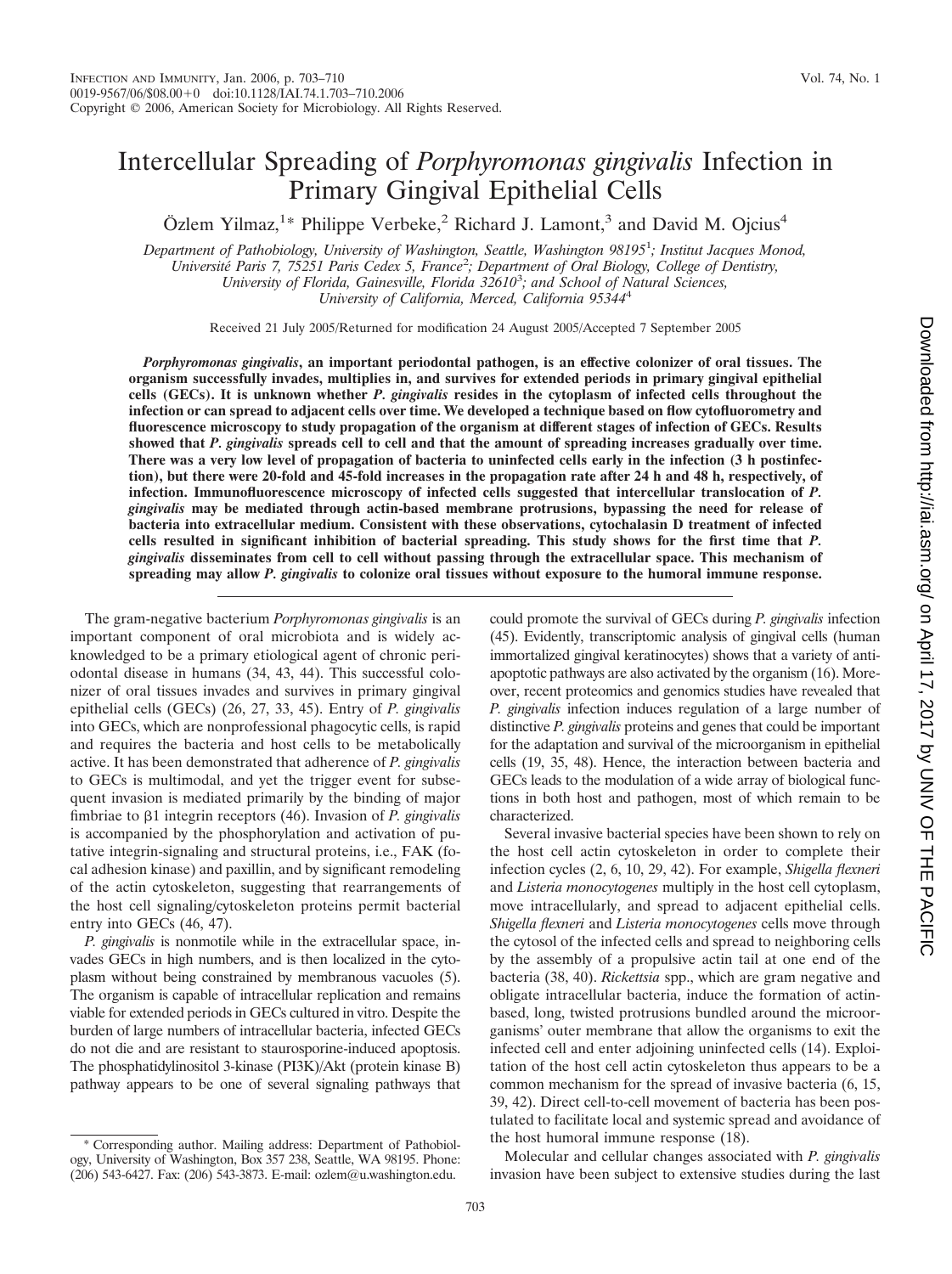# Intercellular Spreading of *Porphyromonas gingivalis* Infection in Primary Gingival Epithelial Cells

Özlem Yilmaz,[1]* Philippe Verbeke,[2] Richard J. Lamont,[3] and David M. Ojcius[4]

*Department of Pathobiology, University of Washington, Seattle, Washington 98195[1]; Institut Jacques Monod, Université Paris 7, 75251 Paris Cedex 5, France[2]; Department of Oral Biology, College of Dentistry, University of Florida, Gainesville, Florida 32610[3]; and School of Natural Sciences, University of California, Merced, California 95344[4]*

Received 21 July 2005/Returned for modification 24 August 2005/Accepted 7 September 2005

***Porphyromonas gingivalis*, an important periodontal pathogen, is an effective colonizer of oral tissues. The organism successfully invades, multiplies in, and survives for extended periods in primary gingival epithelial cells (GECs). It is unknown whether *P. gingivalis* resides in the cytoplasm of infected cells throughout the infection or can spread to adjacent cells over time. We developed a technique based on flow cytofluorometry and fluorescence microscopy to study propagation of the organism at different stages of infection of GECs. Results showed that *P. gingivalis* spreads cell to cell and that the amount of spreading increases gradually over time. There was a very low level of propagation of bacteria to uninfected cells early in the infection (3 h postinfection), but there were 20-fold and 45-fold increases in the propagation rate after 24 h and 48 h, respectively, of infection. Immunofluorescence microscopy of infected cells suggested that intercellular translocation of *P. gingivalis* may be mediated through actin-based membrane protrusions, bypassing the need for release of bacteria into extracellular medium. Consistent with these observations, cytochalasin D treatment of infected cells resulted in significant inhibition of bacterial spreading. This study shows for the first time that *P. gingivalis* disseminates from cell to cell without passing through the extracellular space. This mechanism of spreading may allow *P. gingivalis* to colonize oral tissues without exposure to the humoral immune response.**

The gram-negative bacterium *Porphyromonas gingivalis* is an important component of oral microbiota and is widely acknowledged to be a primary etiological agent of chronic periodontal disease in humans (34, 43, 44). This successful colonizer of oral tissues invades and survives in primary gingival epithelial cells (GECs) (26, 27, 33, 45). Entry of *P. gingivalis* into GECs, which are nonprofessional phagocytic cells, is rapid and requires the bacteria and host cells to be metabolically active. It has been demonstrated that adherence of *P. gingivalis* to GECs is multimodal, and yet the trigger event for subsequent invasion is mediated primarily by the binding of major fimbriae to β1 integrin receptors (46). Invasion of *P. gingivalis* is accompanied by the phosphorylation and activation of putative integrin-signaling and structural proteins, i.e., FAK (focal adhesion kinase) and paxillin, and by significant remodeling of the actin cytoskeleton, suggesting that rearrangements of the host cell signaling/cytoskeleton proteins permit bacterial entry into GECs (46, 47).

*P. gingivalis* is nonmotile while in the extracellular space, invades GECs in high numbers, and is then localized in the cytoplasm without being constrained by membranous vacuoles (5). The organism is capable of intracellular replication and remains viable for extended periods in GECs cultured in vitro. Despite the burden of large numbers of intracellular bacteria, infected GECs do not die and are resistant to staurosporine-induced apoptosis. The phosphatidylinositol 3-kinase (PI3K)/Akt (protein kinase B) pathway appears to be one of several signaling pathways that could promote the survival of GECs during *P. gingivalis* infection (45). Evidently, transcriptomic analysis of gingival cells (human immortalized gingival keratinocytes) shows that a variety of antiapoptotic pathways are also activated by the organism (16). Moreover, recent proteomics and genomics studies have revealed that *P. gingivalis* infection induces regulation of a large number of distinctive *P. gingivalis* proteins and genes that could be important for the adaptation and survival of the microorganism in epithelial cells (19, 35, 48). Hence, the interaction between bacteria and GECs leads to the modulation of a wide array of biological functions in both host and pathogen, most of which remain to be characterized.

Several invasive bacterial species have been shown to rely on the host cell actin cytoskeleton in order to complete their infection cycles (2, 6, 10, 29, 42). For example, *Shigella flexneri* and *Listeria monocytogenes* multiply in the host cell cytoplasm, move intracellularly, and spread to adjacent epithelial cells. *Shigella flexneri* and *Listeria monocytogenes* cells move through the cytosol of the infected cells and spread to neighboring cells by the assembly of a propulsive actin tail at one end of the bacteria (38, 40). *Rickettsia* spp., which are gram negative and obligate intracellular bacteria, induce the formation of actin-based, long, twisted protrusions bundled around the microorganisms' outer membrane that allow the organisms to exit the infected cell and enter adjoining uninfected cells (14). Exploitation of the host cell actin cytoskeleton thus appears to be a common mechanism for the spread of invasive bacteria (6, 15, 39, 42). Direct cell-to-cell movement of bacteria has been postulated to facilitate local and systemic spread and avoidance of the host humoral immune response (18).

Molecular and cellular changes associated with *P. gingivalis* invasion have been subject to extensive studies during the last

\* Corresponding author. Mailing address: Department of Pathobiology, University of Washington, Box 357 238, Seattle, WA 98195. Phone: (206) 543-6427. Fax: (206) 543-3873. E-mail: ozlem@u.washington.edu.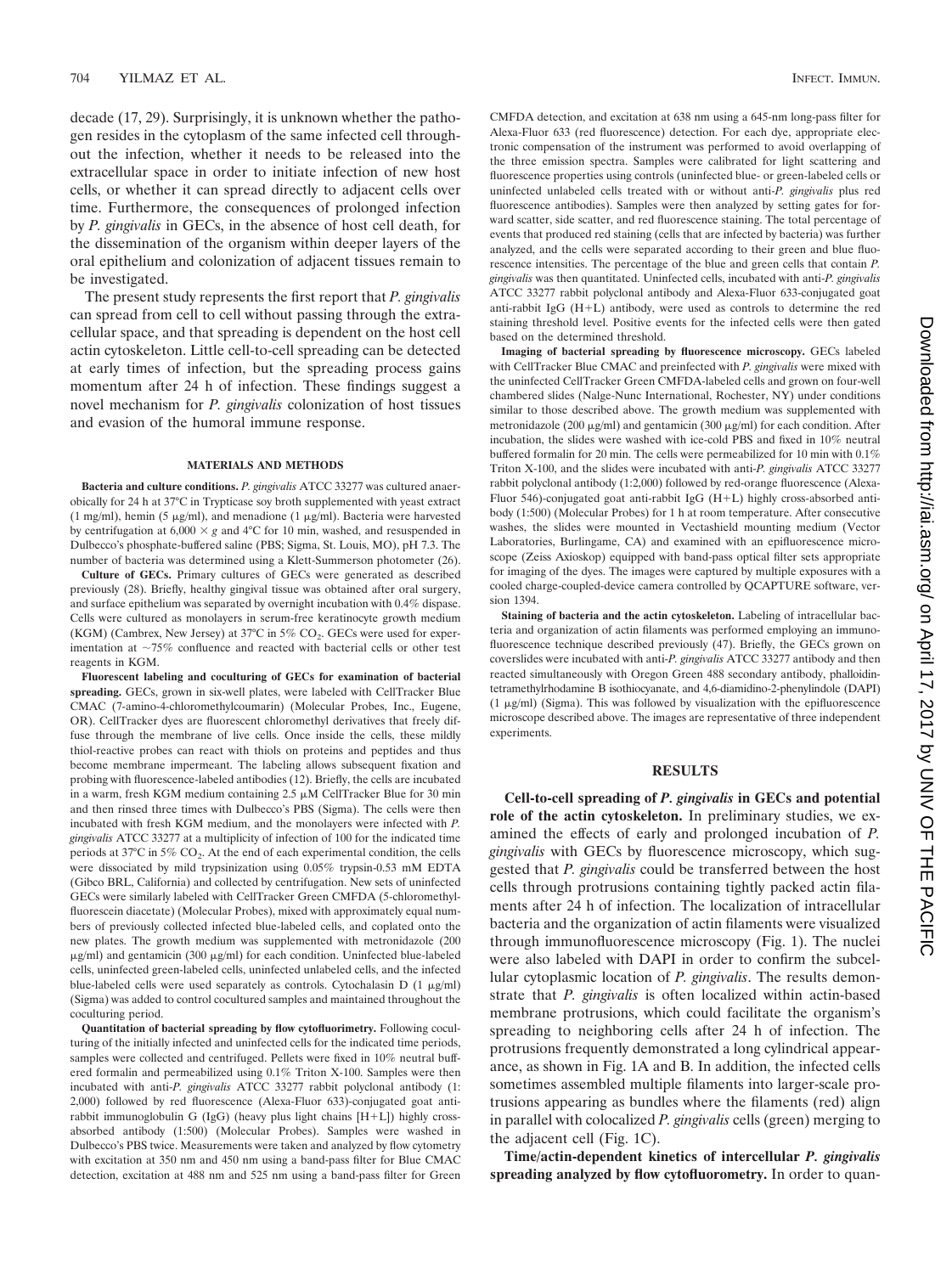decade (17, 29). Surprisingly, it is unknown whether the pathogen resides in the cytoplasm of the same infected cell throughout the infection, whether it needs to be released into the extracellular space in order to initiate infection of new host cells, or whether it can spread directly to adjacent cells over time. Furthermore, the consequences of prolonged infection by *P. gingivalis* in GECs, in the absence of host cell death, for the dissemination of the organism within deeper layers of the oral epithelium and colonization of adjacent tissues remain to be investigated.

The present study represents the first report that *P. gingivalis* can spread from cell to cell without passing through the extracellular space, and that spreading is dependent on the host cell actin cytoskeleton. Little cell-to-cell spreading can be detected at early times of infection, but the spreading process gains momentum after 24 h of infection. These findings suggest a novel mechanism for *P. gingivalis* colonization of host tissues and evasion of the humoral immune response.

## MATERIALS AND METHODS

**Bacteria and culture conditions.** *P. gingivalis* ATCC 33277 was cultured anaerobically for 24 h at 37°C in Trypticase soy broth supplemented with yeast extract (1 mg/ml), hemin (5 μg/ml), and menadione (1 μg/ml). Bacteria were harvested by centrifugation at 6,000 × *g* and 4°C for 10 min, washed, and resuspended in Dulbecco's phosphate-buffered saline (PBS; Sigma, St. Louis, MO), pH 7.3. The number of bacteria was determined using a Klett-Summerson photometer (26).

**Culture of GECs.** Primary cultures of GECs were generated as described previously (28). Briefly, healthy gingival tissue was obtained after oral surgery, and surface epithelium was separated by overnight incubation with 0.4% dispase. Cells were cultured as monolayers in serum-free keratinocyte growth medium (KGM) (Cambrex, New Jersey) at 37°C in 5% $CO_2$. GECs were used for experimentation at ~75% confluence and reacted with bacterial cells or other test reagents in KGM.

**Fluorescent labeling and coculturing of GECs for examination of bacterial spreading.** GECs, grown in six-well plates, were labeled with CellTracker Blue CMAC (7-amino-4-chloromethylcoumarin) (Molecular Probes, Inc., Eugene, OR). CellTracker dyes are fluorescent chloromethyl derivatives that freely diffuse through the membrane of live cells. Once inside the cells, these mildly thiol-reactive probes can react with thiols on proteins and peptides and thus become membrane impermeant. The labeling allows subsequent fixation and probing with fluorescence-labeled antibodies (12). Briefly, the cells are incubated in a warm, fresh KGM medium containing 2.5 μM CellTracker Blue for 30 min and then rinsed three times with Dulbecco's PBS (Sigma). The cells were then incubated with fresh KGM medium, and the monolayers were infected with *P. gingivalis* ATCC 33277 at a multiplicity of infection of 100 for the indicated time periods at 37°C in 5% $CO_2$. At the end of each experimental condition, the cells were dissociated by mild trypsinization using 0.05% trypsin-0.53 mM EDTA (Gibco BRL, California) and collected by centrifugation. New sets of uninfected GECs were similarly labeled with CellTracker Green CMFDA (5-chloromethylfluorescein diacetate) (Molecular Probes), mixed with approximately equal numbers of previously collected infected blue-labeled cells, and coplated onto the new plates. The growth medium was supplemented with metronidazole (200 μg/ml) and gentamicin (300 μg/ml) for each condition. Uninfected blue-labeled cells, uninfected green-labeled cells, uninfected unlabeled cells, and the infected blue-labeled cells were used separately as controls. Cytochalasin D (1 μg/ml) (Sigma) was added to control cocultured samples and maintained throughout the coculturing period.

**Quantitation of bacterial spreading by flow cytofluorimetry.** Following coculturing of the initially infected and uninfected cells for the indicated time periods, samples were collected and centrifuged. Pellets were fixed in 10% neutral buffered formalin and permeabilized using 0.1% Triton X-100. Samples were then incubated with anti-*P. gingivalis* ATCC 33277 rabbit polyclonal antibody (1:2,000) followed by red fluorescence (Alexa-Fluor 633)-conjugated goat anti-rabbit immunoglobulin G (IgG) (heavy plus light chains [H+L]) highly cross-absorbed antibody (1:500) (Molecular Probes). Samples were washed in Dulbecco's PBS twice. Measurements were taken and analyzed by flow cytometry with excitation at 350 nm and 450 nm using a band-pass filter for Blue CMAC detection, excitation at 488 nm and 525 nm using a band-pass filter for Green CMFDA detection, and excitation at 638 nm using a 645-nm long-pass filter for Alexa-Fluor 633 (red fluorescence) detection. For each dye, appropriate electronic compensation of the instrument was performed to avoid overlapping of the three emission spectra. Samples were calibrated for light scattering and fluorescence properties using controls (uninfected blue- or green-labeled cells or uninfected unlabeled cells treated with or without anti-*P. gingivalis* plus red fluorescence antibodies). Samples were then analyzed by setting gates for forward scatter, side scatter, and red fluorescence staining. The total percentage of events that produced red staining (cells that are infected by bacteria) was further analyzed, and the cells were separated according to their green and blue fluorescence intensities. The percentage of the blue and green cells that contain *P. gingivalis* was then quantitated. Uninfected cells, incubated with anti-*P. gingivalis* ATCC 33277 rabbit polyclonal antibody and Alexa-Fluor 633-conjugated goat anti-rabbit IgG (H+L) antibody, were used as controls to determine the red staining threshold level. Positive events for the infected cells were then gated based on the determined threshold.

**Imaging of bacterial spreading by fluorescence microscopy.** GECs labeled with CellTracker Blue CMAC and preinfected with *P. gingivalis* were mixed with the uninfected CellTracker Green CMFDA-labeled cells and grown on four-well chambered slides (Nalge-Nunc International, Rochester, NY) under conditions similar to those described above. The growth medium was supplemented with metronidazole (200 μg/ml) and gentamicin (300 μg/ml) for each condition. After incubation, the slides were washed with ice-cold PBS and fixed in 10% neutral buffered formalin for 20 min. The cells were permeabilized for 10 min with 0.1% Triton X-100, and the slides were incubated with anti-*P. gingivalis* ATCC 33277 rabbit polyclonal antibody (1:2,000) followed by red-orange fluorescence (Alexa-Fluor 546)-conjugated goat anti-rabbit IgG (H+L) highly cross-absorbed antibody (1:500) (Molecular Probes) for 1 h at room temperature. After consecutive washes, the slides were mounted in Vectashield mounting medium (Vector Laboratories, Burlingame, CA) and examined with an epifluorescence microscope (Zeiss Axioskop) equipped with band-pass optical filter sets appropriate for imaging of the dyes. The images were captured by multiple exposures with a cooled charge-coupled-device camera controlled by QCAPTURE software, version 1394.

**Staining of bacteria and the actin cytoskeleton.** Labeling of intracellular bacteria and organization of actin filaments was performed employing an immunofluorescence technique described previously (47). Briefly, the GECs grown on coverslides were incubated with anti-*P. gingivalis* ATCC 33277 antibody and then reacted simultaneously with Oregon Green 488 secondary antibody, phalloidin-tetramethylrhodamine B isothiocyanate, and 4,6-diamidino-2-phenylindole (DAPI) (1 μg/ml) (Sigma). This was followed by visualization with the epifluorescence microscope described above. The images are representative of three independent experiments.

## RESULTS

**Cell-to-cell spreading of *P. gingivalis* in GECs and potential role of the actin cytoskeleton.** In preliminary studies, we examined the effects of early and prolonged incubation of *P. gingivalis* with GECs by fluorescence microscopy, which suggested that *P. gingivalis* could be transferred between the host cells through protrusions containing tightly packed actin filaments after 24 h of infection. The localization of intracellular bacteria and the organization of actin filaments were visualized through immunofluorescence microscopy (Fig. 1). The nuclei were also labeled with DAPI in order to confirm the subcellular cytoplasmic location of *P. gingivalis*. The results demonstrate that *P. gingivalis* is often localized within actin-based membrane protrusions, which could facilitate the organism's spreading to neighboring cells after 24 h of infection. The protrusions frequently demonstrated a long cylindrical appearance, as shown in Fig. 1A and B. In addition, the infected cells sometimes assembled multiple filaments into larger-scale protrusions appearing as bundles where the filaments (red) align in parallel with colocalized *P. gingivalis* cells (green) merging to the adjacent cell (Fig. 1C).

**Time/actin-dependent kinetics of intercellular *P. gingivalis* spreading analyzed by flow cytofluorometry.** In order to quan-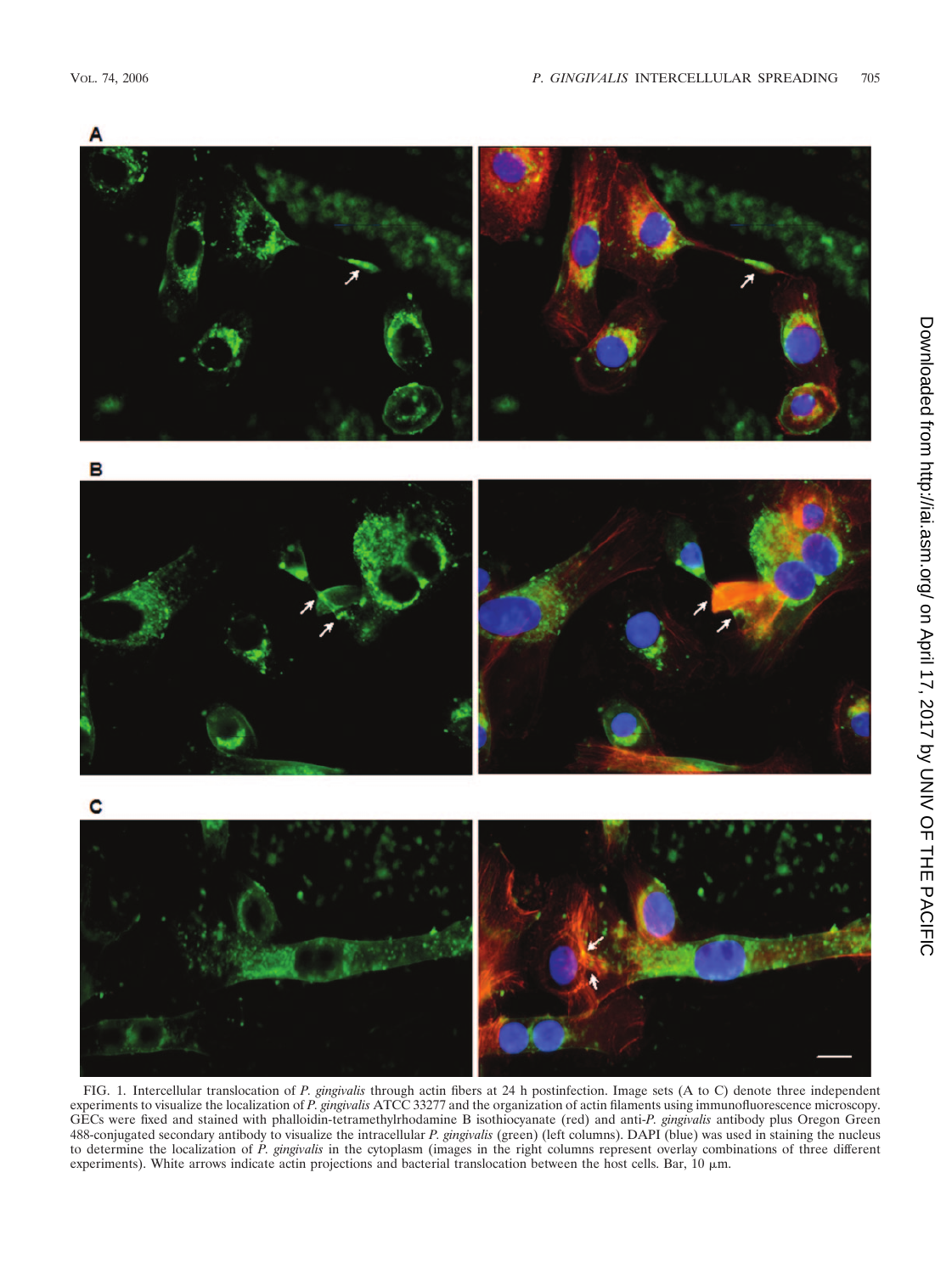FIG. 1. Intercellular translocation of *P. gingivalis* through actin fibers at 24 h postinfection. Image sets (A to C) denote three independent experiments to visualize the localization of *P. gingivalis* ATCC 33277 and the organization of actin filaments using immunofluorescence microscopy. GECs were fixed and stained with phalloidin-tetramethylrhodamine B isothiocyanate (red) and anti-*P. gingivalis* antibody plus Oregon Green 488-conjugated secondary antibody to visualize the intracellular *P. gingivalis* (green) (left columns). DAPI (blue) was used in staining the nucleus to determine the localization of *P. gingivalis* in the cytoplasm (images in the right columns represent overlay combinations of three different experiments). White arrows indicate actin projections and bacterial translocation between the host cells. Bar, 10 μm.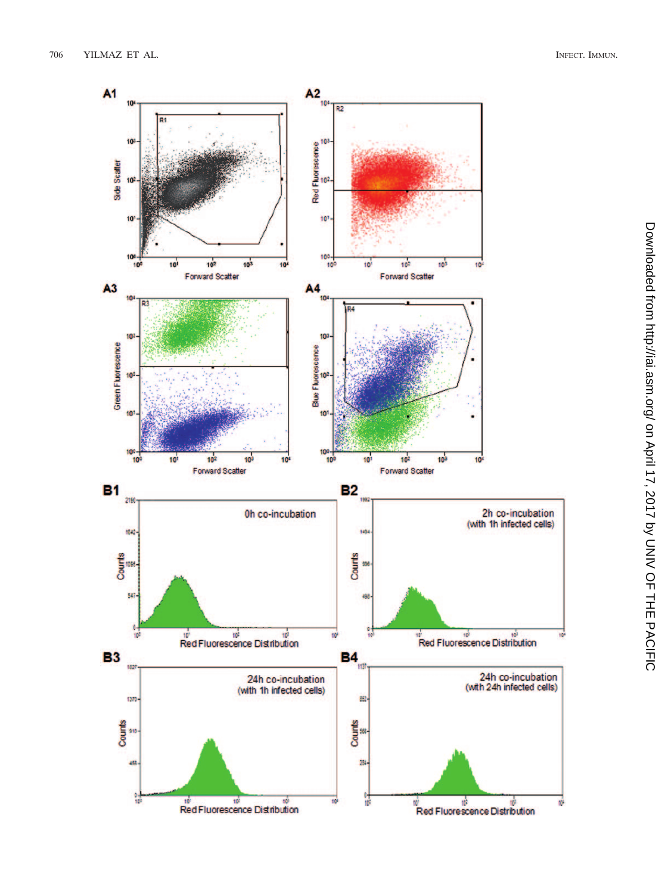A1

A2

A3

A4

B1

0h co-incubation

B2

2h co-incubation (with 1h infected cells)

B3

24h co-incubation (with 1h infected cells)

B4

24h co-incubation (with 24h infected cells)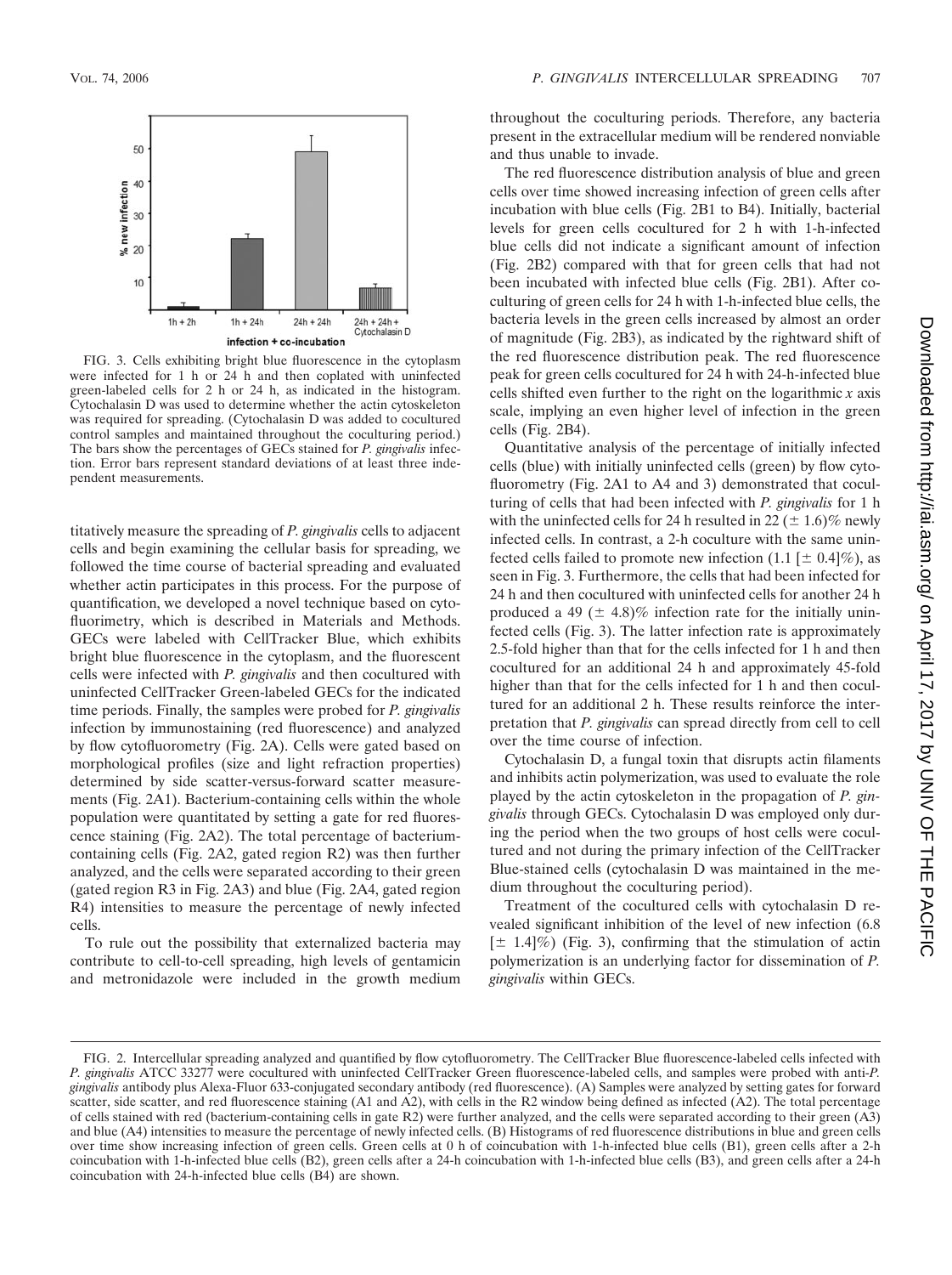FIG. 3. Cells exhibiting bright blue fluorescence in the cytoplasm were infected for 1 h or 24 h and then coplated with uninfected green-labeled cells for 2 h or 24 h, as indicated in the histogram. Cytochalasin D was used to determine whether the actin cytoskeleton was required for spreading. (Cytochalasin D was added to cocultured control samples and maintained throughout the coculturing period.) The bars show the percentages of GECs stained for *P. gingivalis* infection. Error bars represent standard deviations of at least three independent measurements.

titatively measure the spreading of *P. gingivalis* cells to adjacent cells and begin examining the cellular basis for spreading, we followed the time course of bacterial spreading and evaluated whether actin participates in this process. For the purpose of quantification, we developed a novel technique based on cytofluorimetry, which is described in Materials and Methods. GECs were labeled with CellTracker Blue, which exhibits bright blue fluorescence in the cytoplasm, and the fluorescent cells were infected with *P. gingivalis* and then cocultured with uninfected CellTracker Green-labeled GECs for the indicated time periods. Finally, the samples were probed for *P. gingivalis* infection by immunostaining (red fluorescence) and analyzed by flow cytofluorometry (Fig. 2A). Cells were gated based on morphological profiles (size and light refraction properties) determined by side scatter-versus-forward scatter measurements (Fig. 2A1). Bacterium-containing cells within the whole population were quantitated by setting a gate for red fluorescence staining (Fig. 2A2). The total percentage of bacterium-containing cells (Fig. 2A2, gated region R2) was then further analyzed, and the cells were separated according to their green (gated region R3 in Fig. 2A3) and blue (Fig. 2A4, gated region R4) intensities to measure the percentage of newly infected cells.

To rule out the possibility that externalized bacteria may contribute to cell-to-cell spreading, high levels of gentamicin and metronidazole were included in the growth medium throughout the coculturing periods. Therefore, any bacteria present in the extracellular medium will be rendered nonviable and thus unable to invade.

The red fluorescence distribution analysis of blue and green cells over time showed increasing infection of green cells after incubation with blue cells (Fig. 2B1 to B4). Initially, bacterial levels for green cells cocultured for 2 h with 1-h-infected blue cells did not indicate a significant amount of infection (Fig. 2B2) compared with that for green cells that had not been incubated with infected blue cells (Fig. 2B1). After coculturing of green cells for 24 h with 1-h-infected blue cells, the bacteria levels in the green cells increased by almost an order of magnitude (Fig. 2B3), as indicated by the rightward shift of the red fluorescence distribution peak. The red fluorescence peak for green cells cocultured for 24 h with 24-h-infected blue cells shifted even further to the right on the logarithmic *x* axis scale, implying an even higher level of infection in the green cells (Fig. 2B4).

Quantitative analysis of the percentage of initially infected cells (blue) with initially uninfected cells (green) by flow cytofluorometry (Fig. 2A1 to A4 and 3) demonstrated that coculturing of cells that had been infected with *P. gingivalis* for 1 h with the uninfected cells for 24 h resulted in 22 ($\pm$ 1.6)% newly infected cells. In contrast, a 2-h coculture with the same uninfected cells failed to promote new infection (1.1 [$\pm$ 0.4]%), as seen in Fig. 3. Furthermore, the cells that had been infected for 24 h and then cocultured with uninfected cells for another 24 h produced a 49 ($\pm$ 4.8)% infection rate for the initially uninfected cells (Fig. 3). The latter infection rate is approximately 2.5-fold higher than that for the cells infected for 1 h and then cocultured for an additional 24 h and approximately 45-fold higher than that for the cells infected for 1 h and then cocultured for an additional 2 h. These results reinforce the interpretation that *P. gingivalis* can spread directly from cell to cell over the time course of infection.

Cytochalasin D, a fungal toxin that disrupts actin filaments and inhibits actin polymerization, was used to evaluate the role played by the actin cytoskeleton in the propagation of *P. gingivalis* through GECs. Cytochalasin D was employed only during the period when the two groups of host cells were cocultured and not during the primary infection of the CellTracker Blue-stained cells (cytochalasin D was maintained in the medium throughout the coculturing period).

Treatment of the cocultured cells with cytochalasin D revealed significant inhibition of the level of new infection (6.8 [$\pm$ 1.4]%) (Fig. 3), confirming that the stimulation of actin polymerization is an underlying factor for dissemination of *P. gingivalis* within GECs.

FIG. 2. Intercellular spreading analyzed and quantified by flow cytofluorometry. The CellTracker Blue fluorescence-labeled cells infected with *P. gingivalis* ATCC 33277 were cocultured with uninfected CellTracker Green fluorescence-labeled cells, and samples were probed with anti-*P. gingivalis* antibody plus Alexa-Fluor 633-conjugated secondary antibody (red fluorescence). (A) Samples were analyzed by setting gates for forward scatter, side scatter, and red fluorescence staining (A1 and A2), with cells in the R2 window being defined as infected (A2). The total percentage of cells stained with red (bacterium-containing cells in gate R2) were further analyzed, and the cells were separated according to their green (A3) and blue (A4) intensities to measure the percentage of newly infected cells. (B) Histograms of red fluorescence distributions in blue and green cells over time show increasing infection of green cells. Green cells at 0 h of coincubation with 1-h-infected blue cells (B1), green cells after a 2-h coincubation with 1-h-infected blue cells (B2), green cells after a 24-h coincubation with 1-h-infected blue cells (B3), and green cells after a 24-h coincubation with 24-h-infected blue cells (B4) are shown.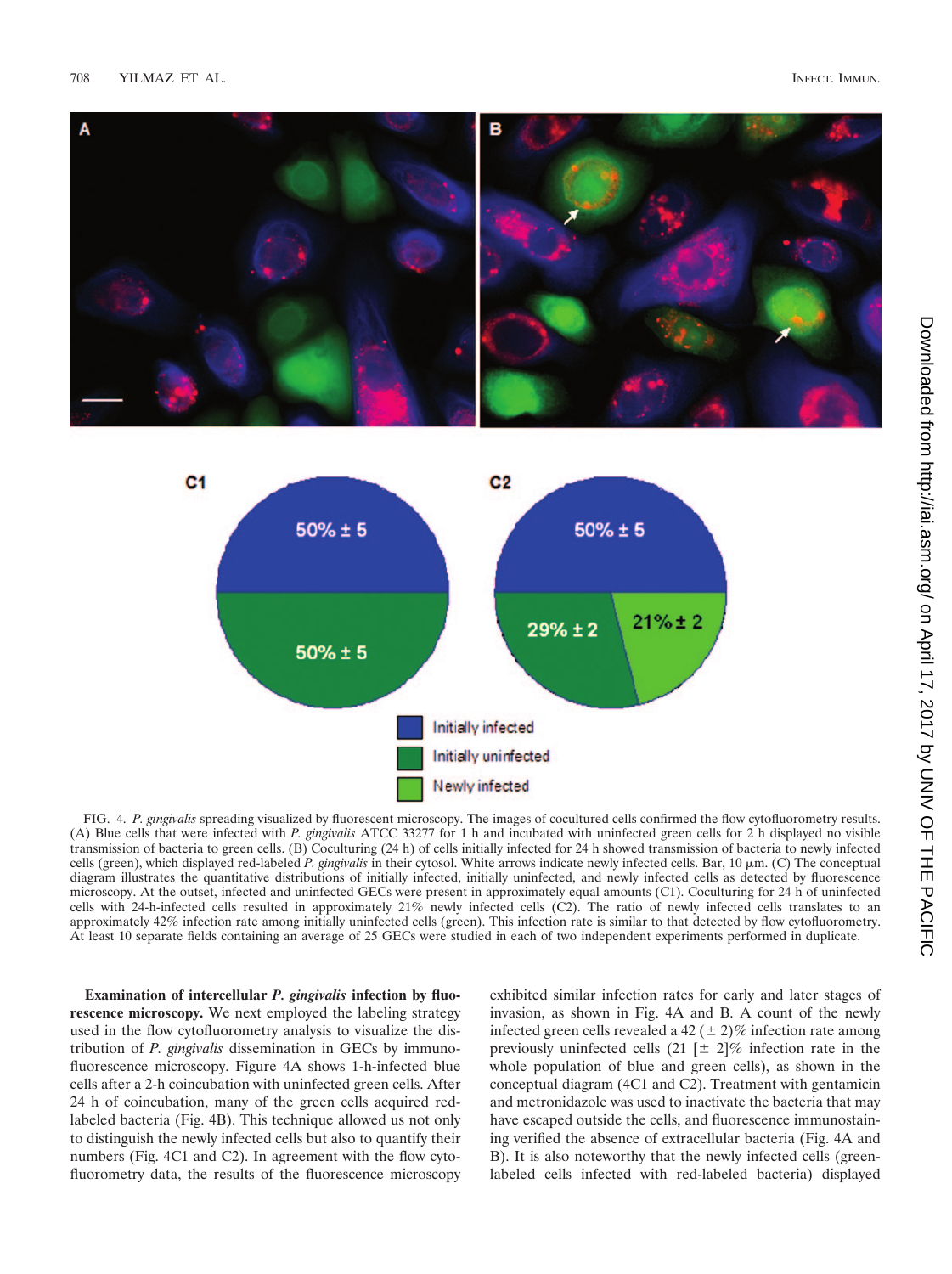FIG. 4. *P. gingivalis* spreading visualized by fluorescent microscopy. The images of cocultured cells confirmed the flow cytofluorometry results. (A) Blue cells that were infected with *P. gingivalis* ATCC 33277 for 1 h and incubated with uninfected green cells for 2 h displayed no visible transmission of bacteria to green cells. (B) Coculturing (24 h) of cells initially infected for 24 h showed transmission of bacteria to newly infected cells (green), which displayed red-labeled *P. gingivalis* in their cytosol. White arrows indicate newly infected cells. Bar, 10 μm. (C) The conceptual diagram illustrates the quantitative distributions of initially infected, initially uninfected, and newly infected cells as detected by fluorescence microscopy. At the outset, infected and uninfected GECs were present in approximately equal amounts (C1). Coculturing for 24 h of uninfected cells with 24-h-infected cells resulted in approximately 21% newly infected cells (C2). The ratio of newly infected cells translates to an approximately 42% infection rate among initially uninfected cells (green). This infection rate is similar to that detected by flow cytofluorometry. At least 10 separate fields containing an average of 25 GECs were studied in each of two independent experiments performed in duplicate.

**Examination of intercellular *P. gingivalis* infection by fluorescence microscopy.** We next employed the labeling strategy used in the flow cytofluorometry analysis to visualize the distribution of *P. gingivalis* dissemination in GECs by immunofluorescence microscopy. Figure 4A shows 1-h-infected blue cells after a 2-h coincubation with uninfected green cells. After 24 h of coincubation, many of the green cells acquired red-labeled bacteria (Fig. 4B). This technique allowed us not only to distinguish the newly infected cells but also to quantify their numbers (Fig. 4C1 and C2). In agreement with the flow cytofluorometry data, the results of the fluorescence microscopy exhibited similar infection rates for early and later stages of invasion, as shown in Fig. 4A and B. A count of the newly infected green cells revealed a 42 (± 2)% infection rate among previously uninfected cells (21 [± 2]% infection rate in the whole population of blue and green cells), as shown in the conceptual diagram (4C1 and C2). Treatment with gentamicin and metronidazole was used to inactivate the bacteria that may have escaped outside the cells, and fluorescence immunostaining verified the absence of extracellular bacteria (Fig. 4A and B). It is also noteworthy that the newly infected cells (green-labeled cells infected with red-labeled bacteria) displayed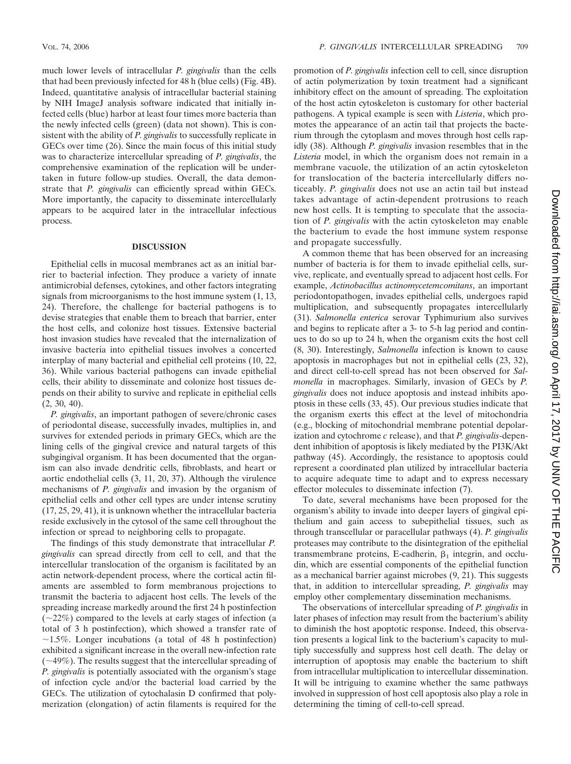much lower levels of intracellular *P. gingivalis* than the cells that had been previously infected for 48 h (blue cells) (Fig. 4B). Indeed, quantitative analysis of intracellular bacterial staining by NIH ImageJ analysis software indicated that initially infected cells (blue) harbor at least four times more bacteria than the newly infected cells (green) (data not shown). This is consistent with the ability of *P. gingivalis* to successfully replicate in GECs over time (26). Since the main focus of this initial study was to characterize intercellular spreading of *P. gingivalis*, the comprehensive examination of the replication will be undertaken in future follow-up studies. Overall, the data demonstrate that *P. gingivalis* can efficiently spread within GECs. More importantly, the capacity to disseminate intercellularly appears to be acquired later in the intracellular infectious process.

## DISCUSSION

Epithelial cells in mucosal membranes act as an initial barrier to bacterial infection. They produce a variety of innate antimicrobial defenses, cytokines, and other factors integrating signals from microorganisms to the host immune system (1, 13, 24). Therefore, the challenge for bacterial pathogens is to devise strategies that enable them to breach that barrier, enter the host cells, and colonize host tissues. Extensive bacterial host invasion studies have revealed that the internalization of invasive bacteria into epithelial tissues involves a concerted interplay of many bacterial and epithelial cell proteins (10, 22, 36). While various bacterial pathogens can invade epithelial cells, their ability to disseminate and colonize host tissues depends on their ability to survive and replicate in epithelial cells (2, 30, 40).

*P. gingivalis*, an important pathogen of severe/chronic cases of periodontal disease, successfully invades, multiplies in, and survives for extended periods in primary GECs, which are the lining cells of the gingival crevice and natural targets of this subgingival organism. It has been documented that the organism can also invade dendritic cells, fibroblasts, and heart or aortic endothelial cells (3, 11, 20, 37). Although the virulence mechanisms of *P. gingivalis* and invasion by the organism of epithelial cells and other cell types are under intense scrutiny (17, 25, 29, 41), it is unknown whether the intracellular bacteria reside exclusively in the cytosol of the same cell throughout the infection or spread to neighboring cells to propagate.

The findings of this study demonstrate that intracellular *P. gingivalis* can spread directly from cell to cell, and that the intercellular translocation of the organism is facilitated by an actin network-dependent process, where the cortical actin filaments are assembled to form membranous projections to transmit the bacteria to adjacent host cells. The levels of the spreading increase markedly around the first 24 h postinfection (~22%) compared to the levels at early stages of infection (a total of 3 h postinfection), which showed a transfer rate of ~1.5%. Longer incubations (a total of 48 h postinfection) exhibited a significant increase in the overall new-infection rate (~49%). The results suggest that the intercellular spreading of *P. gingivalis* is potentially associated with the organism's stage of infection cycle and/or the bacterial load carried by the GECs. The utilization of cytochalasin D confirmed that polymerization (elongation) of actin filaments is required for the promotion of *P. gingivalis* infection cell to cell, since disruption of actin polymerization by toxin treatment had a significant inhibitory effect on the amount of spreading. The exploitation of the host actin cytoskeleton is customary for other bacterial pathogens. A typical example is seen with *Listeria*, which promotes the appearance of an actin tail that projects the bacterium through the cytoplasm and moves through host cells rapidly (38). Although *P. gingivalis* invasion resembles that in the *Listeria* model, in which the organism does not remain in a membrane vacuole, the utilization of an actin cytoskeleton for translocation of the bacteria intercellularly differs noticeably. *P. gingivalis* does not use an actin tail but instead takes advantage of actin-dependent protrusions to reach new host cells. It is tempting to speculate that the association of *P. gingivalis* with the actin cytoskeleton may enable the bacterium to evade the host immune system response and propagate successfully.

A common theme that has been observed for an increasing number of bacteria is for them to invade epithelial cells, survive, replicate, and eventually spread to adjacent host cells. For example, *Actinobacillus actinomycetemcomitans*, an important periodontopathogen, invades epithelial cells, undergoes rapid multiplication, and subsequently propagates intercellularly (31). *Salmonella enterica* serovar Typhimurium also survives and begins to replicate after a 3- to 5-h lag period and continues to do so up to 24 h, when the organism exits the host cell (8, 30). Interestingly, *Salmonella* infection is known to cause apoptosis in macrophages but not in epithelial cells (23, 32), and direct cell-to-cell spread has not been observed for *Salmonella* in macrophages. Similarly, invasion of GECs by *P. gingivalis* does not induce apoptosis and instead inhibits apoptosis in these cells (33, 45). Our previous studies indicate that the organism exerts this effect at the level of mitochondria (e.g., blocking of mitochondrial membrane potential depolarization and cytochrome *c* release), and that *P. gingivalis*-dependent inhibition of apoptosis is likely mediated by the PI3K/Akt pathway (45). Accordingly, the resistance to apoptosis could represent a coordinated plan utilized by intracellular bacteria to acquire adequate time to adapt and to express necessary effector molecules to disseminate infection (7).

To date, several mechanisms have been proposed for the organism's ability to invade into deeper layers of gingival epithelium and gain access to subepithelial tissues, such as through transcellular or paracellular pathways (4). *P. gingivalis* proteases may contribute to the disintegration of the epithelial transmembrane proteins, E-cadherin, $\beta_1$ integrin, and occludin, which are essential components of the epithelial function as a mechanical barrier against microbes (9, 21). This suggests that, in addition to intercellular spreading, *P. gingivalis* may employ other complementary dissemination mechanisms.

The observations of intercellular spreading of *P. gingivalis* in later phases of infection may result from the bacterium's ability to diminish the host apoptotic response. Indeed, this observation presents a logical link to the bacterium's capacity to multiply successfully and suppress host cell death. The delay or interruption of apoptosis may enable the bacterium to shift from intracellular multiplication to intercellular dissemination. It will be intriguing to examine whether the same pathways involved in suppression of host cell apoptosis also play a role in determining the timing of cell-to-cell spread.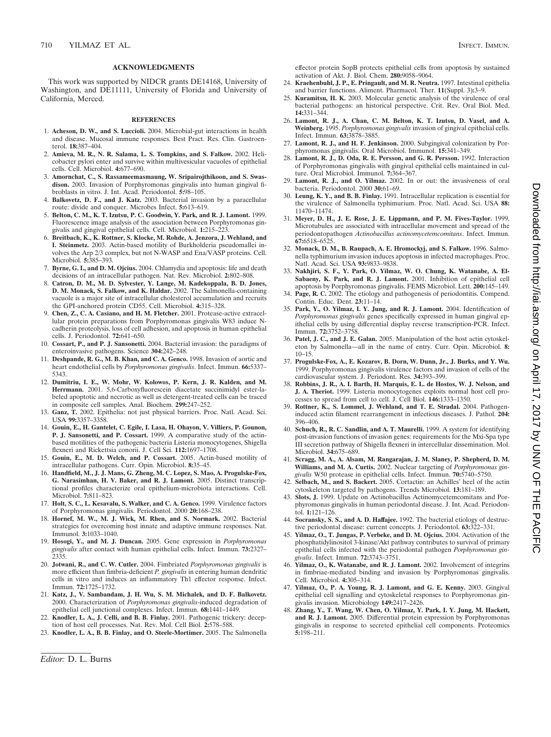## ACKNOWLEDGMENTS

This work was supported by NIDCR grants DE14168, University of Washington, and DE11111, University of Florida and University of California, Merced.

## REFERENCES

1. **Acheson, D. W., and S. Luccioli.** 2004. Microbial-gut interactions in health and disease. Mucosal immune responses. Best Pract. Res. Clin. Gastroenterol. **18:**387–404.
2. **Amieva, M. R., N. R. Salama, L. S. Tompkins, and S. Falkow.** 2002. Helicobacter pylori enter and survive within multivesicular vacuoles of epithelial cells. Cell. Microbiol. **4:**677–690.
3. **Amornchat, C., S. Rassameemasmaung, W. Sripairojthikoon, and S. Swasdison.** 2003. Invasion of Porphyromonas gingivalis into human gingival fibroblasts in vitro. J. Int. Acad. Periodontol. **5:**98–105.
4. **Balkovetz, D. F., and J. Katz.** 2003. Bacterial invasion by a paracellular route: divide and conquer. Microbes Infect. **5:**613–619.
5. **Belton, C. M., K. T. Izutsu, P. C. Goodwin, Y. Park, and R. J. Lamont.** 1999. Fluorescence image analysis of the association between Porphyromonas gingivalis and gingival epithelial cells. Cell. Microbiol. **1:**215–223.
6. **Breitbach, K., K. Rottner, S. Klocke, M. Rohde, A. Jenzora, J. Wehland, and I. Steinmetz.** 2003. Actin-based motility of Burkholderia pseudomallei involves the Arp 2/3 complex, but not N-WASP and Ena/VASP proteins. Cell. Microbiol. **5:**385–393.
7. **Byrne, G. I., and D. M. Ojcius.** 2004. Chlamydia and apoptosis: life and death decisions of an intracellular pathogen. Nat. Rev. Microbiol. **2:**802–808.
8. **Catron, D. M., M. D. Sylvester, Y. Lange, M. Kadekoppala, B. D. Jones, D. M. Monack, S. Falkow, and K. Haldar.** 2002. The Salmonella-containing vacuole is a major site of intracellular cholesterol accumulation and recruits the GPI-anchored protein CD55. Cell. Microbiol. **4:**315–328.
9. **Chen, Z., C. A. Casiano, and H. M. Fletcher.** 2001. Protease-active extracellular protein preparations from Porphyromonas gingivalis W83 induce N-cadherin proteolysis, loss of cell adhesion, and apoptosis in human epithelial cells. J. Periodontol. **72:**641–650.
10. **Cossart, P., and P. J. Sansonetti.** 2004. Bacterial invasion: the paradigms of enteroinvasive pathogens. Science **304:**242–248.
11. **Deshpande, R. G., M. B. Khan, and C. A. Genco.** 1998. Invasion of aortic and heart endothelial cells by *Porphyromonas gingivalis*. Infect. Immun. **66:**5337–5343.
12. **Dumitriu, I. E., W. Mohr, W. Kolowos, P. Kern, J. R. Kalden, and M. Herrmann.** 2001. 5,6-Carboxyfluorescein diacetate succinimidyl ester-labeled apoptotic and necrotic as well as detergent-treated cells can be traced in composite cell samples. Anal. Biochem. **299:**247–252.
13. **Ganz, T.** 2002. Epithelia: not just physical barriers. Proc. Natl. Acad. Sci. USA **99:**3357–3358.
14. **Gouin, E., H. Gantelet, C. Egile, I. Lasa, H. Ohayon, V. Villiers, P. Gounon, P. J. Sansonetti, and P. Cossart.** 1999. A comparative study of the actin-based motilities of the pathogenic bacteria Listeria monocytogenes, Shigella flexneri and Rickettsia conorii. J. Cell Sci. **112:**1697–1708.
15. **Gouin, E., M. D. Welch, and P. Cossart.** 2005. Actin-based motility of intracellular pathogens. Curr. Opin. Microbiol. **8:**35–45.
16. **Handfield, M., J. J. Mans, G. Zheng, M. C. Lopez, S. Mao, A. Progulske-Fox, G. Narasimhan, H. V. Baker, and R. J. Lamont.** 2005. Distinct transcriptional profiles characterize oral epithelium-microbiota interactions. Cell. Microbiol. **7:**811–823.
17. **Holt, S. C., L. Kesavalu, S. Walker, and C. A. Genco.** 1999. Virulence factors of Porphyromonas gingivalis. Periodontol. 2000 **20:**168–238.
18. **Hornef, M. W., M. J. Wick, M. Rhen, and S. Normark.** 2002. Bacterial strategies for overcoming host innate and adaptive immune responses. Nat. Immunol. **3:**1033–1040.
19. **Hosogi, Y., and M. J. Duncan.** 2005. Gene expression in *Porphyromonas gingivalis* after contact with human epithelial cells. Infect. Immun. **73:**2327–2335.
20. **Jotwani, R., and C. W. Cutler.** 2004. Fimbriated *Porphyromonas gingivalis* is more efficient than fimbria-deficient *P. gingivalis* in entering human dendritic cells in vitro and induces an inflammatory Th1 effector response. Infect. Immun. **72:**1725–1732.
21. **Katz, J., V. Sambandam, J. H. Wu, S. M. Michalek, and D. F. Balkovetz.** 2000. Characterization of *Porphyromonas gingivalis*-induced degradation of epithelial cell junctional complexes. Infect. Immun. **68:**1441–1449.
22. **Knodler, L. A., J. Celli, and B. B. Finlay.** 2001. Pathogenic trickery: deception of host cell processes. Nat. Rev. Mol. Cell Biol. **2:**578–588.
23. **Knodler, L. A., B. B. Finlay, and O. Steele-Mortimer.** 2005. The Salmonella effector protein SopB protects epithelial cells from apoptosis by sustained activation of Akt. J. Biol. Chem. **280:**9058–9064.
24. **Kraehenbuhl, J. P., E. Pringault, and M. R. Neutra.** 1997. Intestinal epithelia and barrier functions. Aliment. Pharmacol. Ther. **11**(Suppl. 3)**:**3–9.
25. **Kuramitsu, H. K.** 2003. Molecular genetic analysis of the virulence of oral bacterial pathogens: an historical perspective. Crit. Rev. Oral Biol. Med. **14:**331–344.
26. **Lamont, R. J., A. Chan, C. M. Belton, K. T. Izutsu, D. Vasel, and A. Weinberg.** 1995. *Porphyromonas gingivalis* invasion of gingival epithelial cells. Infect. Immun. **63:**3878–3885.
27. **Lamont, R. J., and H. F. Jenkinson.** 2000. Subgingival colonization by Porphyromonas gingivalis. Oral Microbiol. Immunol. **15:**341–349.
28. **Lamont, R. J., D. Oda, R. E. Persson, and G. R. Persson.** 1992. Interaction of Porphyromonas gingivalis with gingival epithelial cells maintained in culture. Oral Microbiol. Immunol. **7:**364–367.
29. **Lamont, R. J., and O. Yilmaz.** 2002. In or out: the invasiveness of oral bacteria. Periodontol. 2000 **30:**61–69.
30. **Leung, K. Y., and B. B. Finlay.** 1991. Intracellular replication is essential for the virulence of Salmonella typhimurium. Proc. Natl. Acad. Sci. USA **88:**11470–11474.
31. **Meyer, D. H., J. E. Rose, J. E. Lippmann, and P. M. Fives-Taylor.** 1999. Microtubules are associated with intracellular movement and spread of the periodontopathogen *Actinobacillus actinomycetemcomitans*. Infect. Immun. **67:**6518–6525.
32. **Monack, D. M., B. Raupach, A. E. Hromockyj, and S. Falkow.** 1996. Salmonella typhimurium invasion induces apoptosis in infected macrophages. Proc. Natl. Acad. Sci. USA **93:**9833–9838.
33. **Nakhjiri, S. F., Y. Park, O. Yilmaz, W. O. Chung, K. Watanabe, A. El-Sabaeny, K. Park, and R. J. Lamont.** 2001. Inhibition of epithelial cell apoptosis by Porphyromonas gingivalis. FEMS Microbiol. Lett. **200:**145–149.
34. **Page, R. C.** 2002. The etiology and pathogenesis of periodontitis. Compend. Contin. Educ. Dent. **23:**11–14.
35. **Park, Y., O. Yilmaz, I. Y. Jung, and R. J. Lamont.** 2004. Identification of *Porphyromonas gingivalis* genes specifically expressed in human gingival epithelial cells by using differential display reverse transcription-PCR. Infect. Immun. **72:**3752–3758.
36. **Patel, J. C., and J. E. Galan.** 2005. Manipulation of the host actin cytoskeleton by Salmonella—all in the name of entry. Curr. Opin. Microbiol. **8:**10–15.
37. **Progulske-Fox, A., E. Kozarov, B. Dorn, W. Dunn, Jr., J. Burks, and Y. Wu.** 1999. Porphyromonas gingivalis virulence factors and invasion of cells of the cardiovascular system. J. Periodont. Res. **34:**393–399.
38. **Robbins, J. R., A. I. Barth, H. Marquis, E. L. de Hostos, W. J. Nelson, and J. A. Theriot.** 1999. Listeria monocytogenes exploits normal host cell processes to spread from cell to cell. J. Cell Biol. **146:**1333–1350.
39. **Rottner, K., S. Lommel, J. Wehland, and T. E. Stradal.** 2004. Pathogen-induced actin filament rearrangement in infectious diseases. J. Pathol. **204:**396–406.
40. **Schuch, R., R. C. Sandlin, and A. T. Maurelli.** 1999. A system for identifying post-invasion functions of invasion genes: requirements for the Mxi-Spa type III secretion pathway of Shigella flexneri in intercellular dissemination. Mol. Microbiol. **34:**675–689.
41. **Scragg, M. A., A. Alsam, M. Rangarajan, J. M. Slaney, P. Shepherd, D. M. Williams, and M. A. Curtis.** 2002. Nuclear targeting of *Porphyromonas gingivalis* W50 protease in epithelial cells. Infect. Immun. **70:**5740–5750.
42. **Selbach, M., and S. Backert.** 2005. Cortactin: an Achilles' heel of the actin cytoskeleton targeted by pathogens. Trends Microbiol. **13:**181–189.
43. **Slots, J.** 1999. Update on Actinobacillus Actinomycetemcomitans and Porphyromonas gingivalis in human periodontal disease. J. Int. Acad. Periodontol. **1:**121–126.
44. **Socransky, S. S., and A. D. Haffajee.** 1992. The bacterial etiology of destructive periodontal disease: current concepts. J. Periodontol. **63:**322–331.
45. **Yilmaz, O., T. Jungas, P. Verbeke, and D. M. Ojcius.** 2004. Activation of the phosphatidylinositol 3-kinase/Akt pathway contributes to survival of primary epithelial cells infected with the periodontal pathogen *Porphyromonas gingivalis*. Infect. Immun. **72:**3743–3751.
46. **Yilmaz, O., K. Watanabe, and R. J. Lamont.** 2002. Involvement of integrins in fimbriae-mediated binding and invasion by Porphyromonas gingivalis. Cell. Microbiol. **4:**305–314.
47. **Yilmaz, O., P. A. Young, R. J. Lamont, and G. E. Kenny.** 2003. Gingival epithelial cell signalling and cytoskeletal responses to Porphyromonas gingivalis invasion. Microbiology **149:**2417–2426.
48. **Zhang, Y., T. Wang, W. Chen, O. Yilmaz, Y. Park, I. Y. Jung, M. Hackett, and R. J. Lamont.** 2005. Differential protein expression by Porphyromonas gingivalis in response to secreted epithelial cell components. Proteomics **5:**198–211.

*Editor:* D. L. Burns